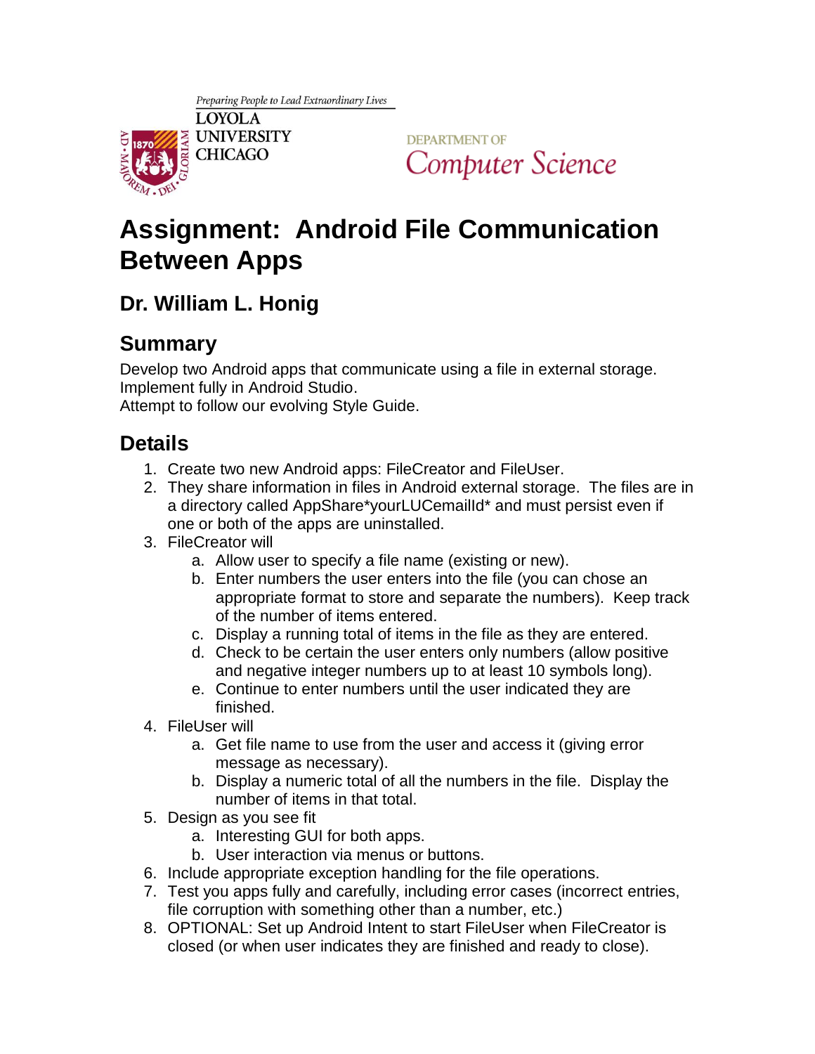Preparing People to Lead Extraordinary Lives

LOYOLA UNIVERSITY CHICAGO

DEPARTMENT OF Computer Science

# Assignment: Android File Communication Between Apps

## Dr. William L. Honig

## Summary

Develop two Android apps that communicate using a file in external storage.
Implement fully in Android Studio.
Attempt to follow our evolving Style Guide.

## Details

1. Create two new Android apps: FileCreator and FileUser.
2. They share information in files in Android external storage. The files are in a directory called AppShare*yourLUCemailId* and must persist even if one or both of the apps are uninstalled.
3. FileCreator will
   a. Allow user to specify a file name (existing or new).
   b. Enter numbers the user enters into the file (you can chose an appropriate format to store and separate the numbers). Keep track of the number of items entered.
   c. Display a running total of items in the file as they are entered.
   d. Check to be certain the user enters only numbers (allow positive and negative integer numbers up to at least 10 symbols long).
   e. Continue to enter numbers until the user indicated they are finished.
4. FileUser will
   a. Get file name to use from the user and access it (giving error message as necessary).
   b. Display a numeric total of all the numbers in the file. Display the number of items in that total.
5. Design as you see fit
   a. Interesting GUI for both apps.
   b. User interaction via menus or buttons.
6. Include appropriate exception handling for the file operations.
7. Test you apps fully and carefully, including error cases (incorrect entries, file corruption with something other than a number, etc.)
8. OPTIONAL: Set up Android Intent to start FileUser when FileCreator is closed (or when user indicates they are finished and ready to close).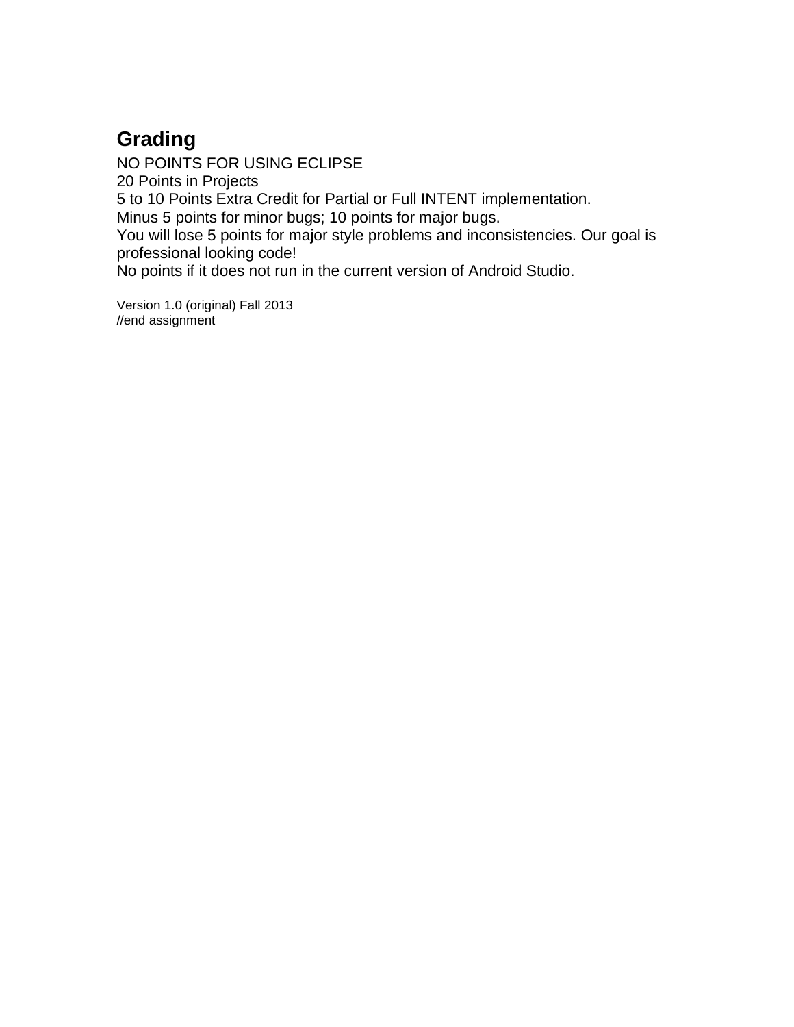## Grading

NO POINTS FOR USING ECLIPSE
20 Points in Projects
5 to 10 Points Extra Credit for Partial or Full INTENT implementation.
Minus 5 points for minor bugs; 10 points for major bugs.
You will lose 5 points for major style problems and inconsistencies. Our goal is professional looking code!
No points if it does not run in the current version of Android Studio.

Version 1.0 (original) Fall 2013
//end assignment